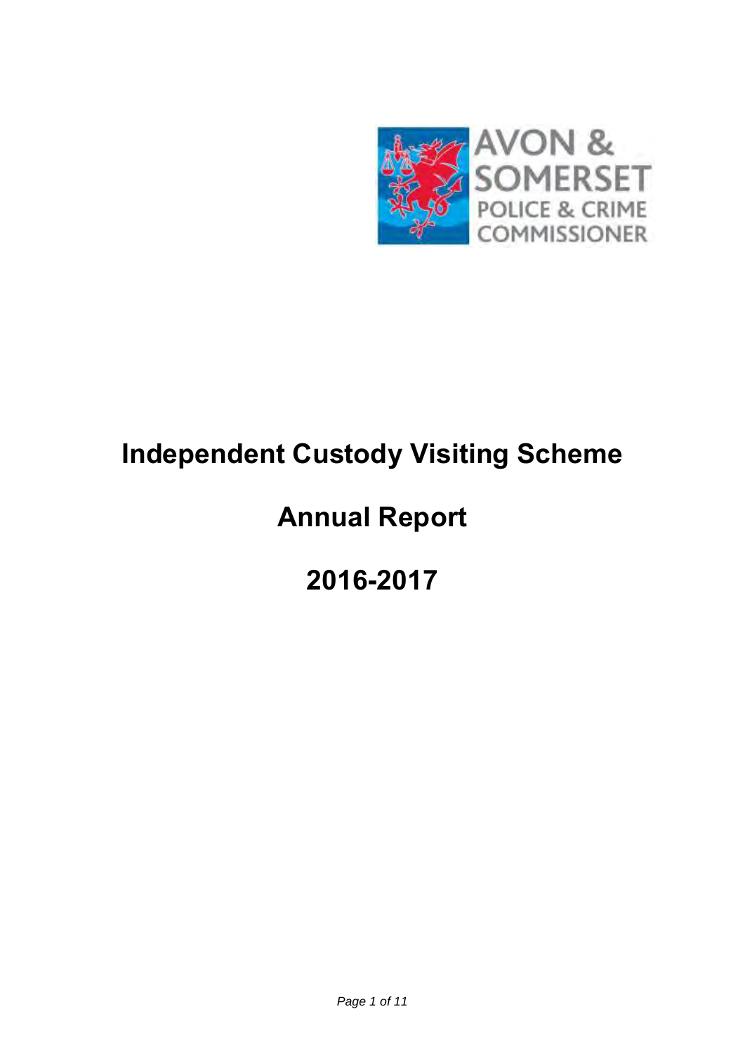AVON & SOMERSET POLICE & CRIME COMMISSIONER

# Independent Custody Visiting Scheme

# Annual Report

# 2016-2017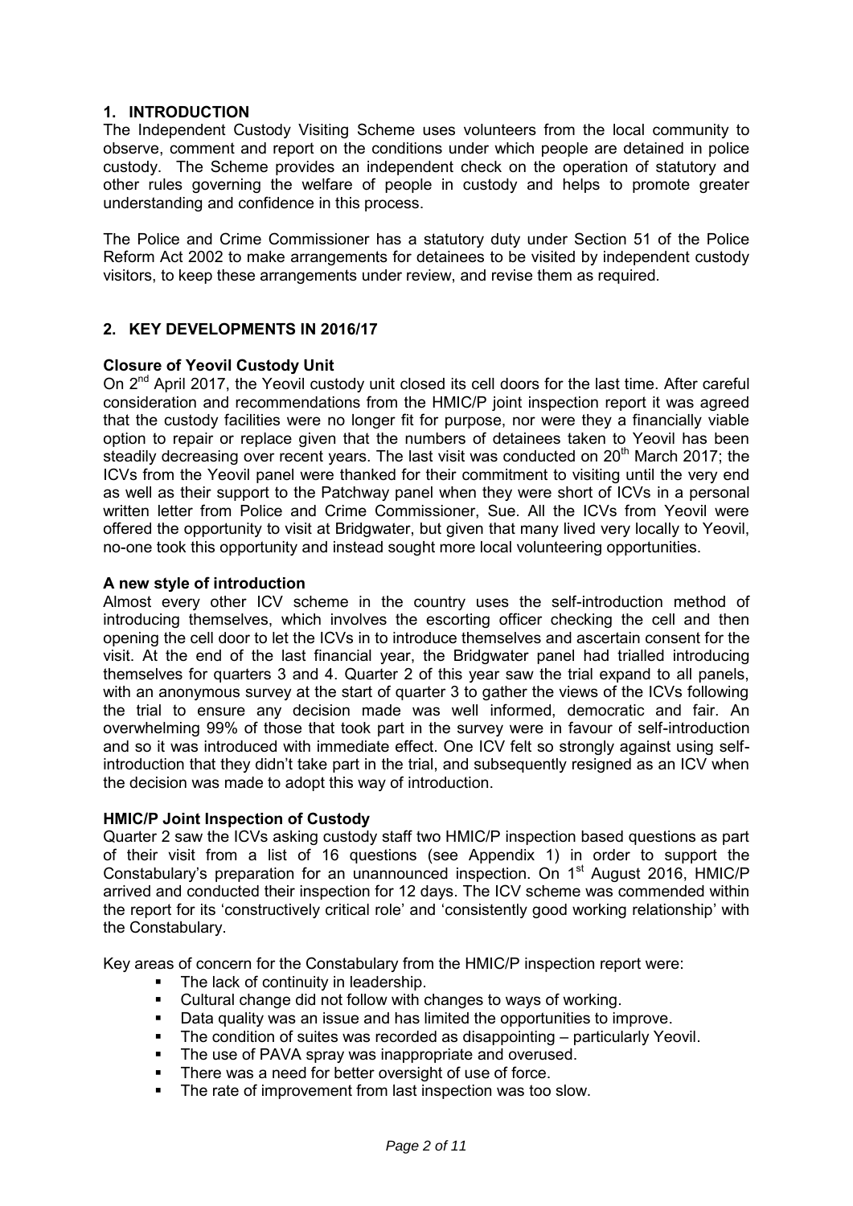## 1. INTRODUCTION

The Independent Custody Visiting Scheme uses volunteers from the local community to observe, comment and report on the conditions under which people are detained in police custody. The Scheme provides an independent check on the operation of statutory and other rules governing the welfare of people in custody and helps to promote greater understanding and confidence in this process.

The Police and Crime Commissioner has a statutory duty under Section 51 of the Police Reform Act 2002 to make arrangements for detainees to be visited by independent custody visitors, to keep these arrangements under review, and revise them as required.

## 2. KEY DEVELOPMENTS IN 2016/17

**Closure of Yeovil Custody Unit**

On 2nd April 2017, the Yeovil custody unit closed its cell doors for the last time. After careful consideration and recommendations from the HMIC/P joint inspection report it was agreed that the custody facilities were no longer fit for purpose, nor were they a financially viable option to repair or replace given that the numbers of detainees taken to Yeovil has been steadily decreasing over recent years. The last visit was conducted on 20th March 2017; the ICVs from the Yeovil panel were thanked for their commitment to visiting until the very end as well as their support to the Patchway panel when they were short of ICVs in a personal written letter from Police and Crime Commissioner, Sue. All the ICVs from Yeovil were offered the opportunity to visit at Bridgwater, but given that many lived very locally to Yeovil, no-one took this opportunity and instead sought more local volunteering opportunities.

**A new style of introduction**

Almost every other ICV scheme in the country uses the self-introduction method of introducing themselves, which involves the escorting officer checking the cell and then opening the cell door to let the ICVs in to introduce themselves and ascertain consent for the visit. At the end of the last financial year, the Bridgwater panel had trialled introducing themselves for quarters 3 and 4. Quarter 2 of this year saw the trial expand to all panels, with an anonymous survey at the start of quarter 3 to gather the views of the ICVs following the trial to ensure any decision made was well informed, democratic and fair. An overwhelming 99% of those that took part in the survey were in favour of self-introduction and so it was introduced with immediate effect. One ICV felt so strongly against using self-introduction that they didn't take part in the trial, and subsequently resigned as an ICV when the decision was made to adopt this way of introduction.

**HMIC/P Joint Inspection of Custody**

Quarter 2 saw the ICVs asking custody staff two HMIC/P inspection based questions as part of their visit from a list of 16 questions (see Appendix 1) in order to support the Constabulary's preparation for an unannounced inspection. On 1st August 2016, HMIC/P arrived and conducted their inspection for 12 days. The ICV scheme was commended within the report for its 'constructively critical role' and 'consistently good working relationship' with the Constabulary.

Key areas of concern for the Constabulary from the HMIC/P inspection report were:

- The lack of continuity in leadership.
- Cultural change did not follow with changes to ways of working.
- Data quality was an issue and has limited the opportunities to improve.
- The condition of suites was recorded as disappointing – particularly Yeovil.
- The use of PAVA spray was inappropriate and overused.
- There was a need for better oversight of use of force.
- The rate of improvement from last inspection was too slow.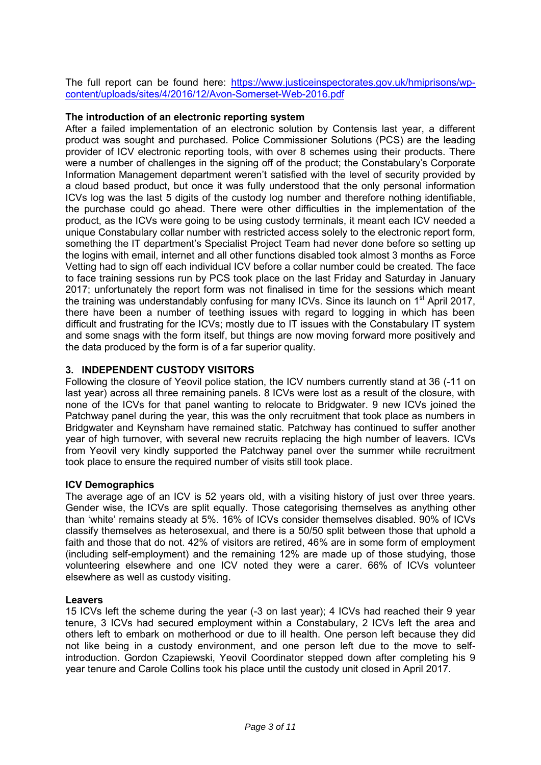The full report can be found here: [https://www.justiceinspectorates.gov.uk/hmiprisons/wp-content/uploads/sites/4/2016/12/Avon-Somerset-Web-2016.pdf](https://www.justiceinspectorates.gov.uk/hmiprisons/wp-content/uploads/sites/4/2016/12/Avon-Somerset-Web-2016.pdf)

**The introduction of an electronic reporting system**

After a failed implementation of an electronic solution by Contensis last year, a different product was sought and purchased. Police Commissioner Solutions (PCS) are the leading provider of ICV electronic reporting tools, with over 8 schemes using their products. There were a number of challenges in the signing off of the product; the Constabulary's Corporate Information Management department weren't satisfied with the level of security provided by a cloud based product, but once it was fully understood that the only personal information ICVs log was the last 5 digits of the custody log number and therefore nothing identifiable, the purchase could go ahead. There were other difficulties in the implementation of the product, as the ICVs were going to be using custody terminals, it meant each ICV needed a unique Constabulary collar number with restricted access solely to the electronic report form, something the IT department's Specialist Project Team had never done before so setting up the logins with email, internet and all other functions disabled took almost 3 months as Force Vetting had to sign off each individual ICV before a collar number could be created. The face to face training sessions run by PCS took place on the last Friday and Saturday in January 2017; unfortunately the report form was not finalised in time for the sessions which meant the training was understandably confusing for many ICVs. Since its launch on 1st April 2017, there have been a number of teething issues with regard to logging in which has been difficult and frustrating for the ICVs; mostly due to IT issues with the Constabulary IT system and some snags with the form itself, but things are now moving forward more positively and the data produced by the form is of a far superior quality.

## 3. INDEPENDENT CUSTODY VISITORS

Following the closure of Yeovil police station, the ICV numbers currently stand at 36 (-11 on last year) across all three remaining panels. 8 ICVs were lost as a result of the closure, with none of the ICVs for that panel wanting to relocate to Bridgwater. 9 new ICVs joined the Patchway panel during the year, this was the only recruitment that took place as numbers in Bridgwater and Keynsham have remained static. Patchway has continued to suffer another year of high turnover, with several new recruits replacing the high number of leavers. ICVs from Yeovil very kindly supported the Patchway panel over the summer while recruitment took place to ensure the required number of visits still took place.

**ICV Demographics**

The average age of an ICV is 52 years old, with a visiting history of just over three years. Gender wise, the ICVs are split equally. Those categorising themselves as anything other than 'white' remains steady at 5%. 16% of ICVs consider themselves disabled. 90% of ICVs classify themselves as heterosexual, and there is a 50/50 split between those that uphold a faith and those that do not. 42% of visitors are retired, 46% are in some form of employment (including self-employment) and the remaining 12% are made up of those studying, those volunteering elsewhere and one ICV noted they were a carer. 66% of ICVs volunteer elsewhere as well as custody visiting.

**Leavers**

15 ICVs left the scheme during the year (-3 on last year); 4 ICVs had reached their 9 year tenure, 3 ICVs had secured employment within a Constabulary, 2 ICVs left the area and others left to embark on motherhood or due to ill health. One person left because they did not like being in a custody environment, and one person left due to the move to self-introduction. Gordon Czapiewski, Yeovil Coordinator stepped down after completing his 9 year tenure and Carole Collins took his place until the custody unit closed in April 2017.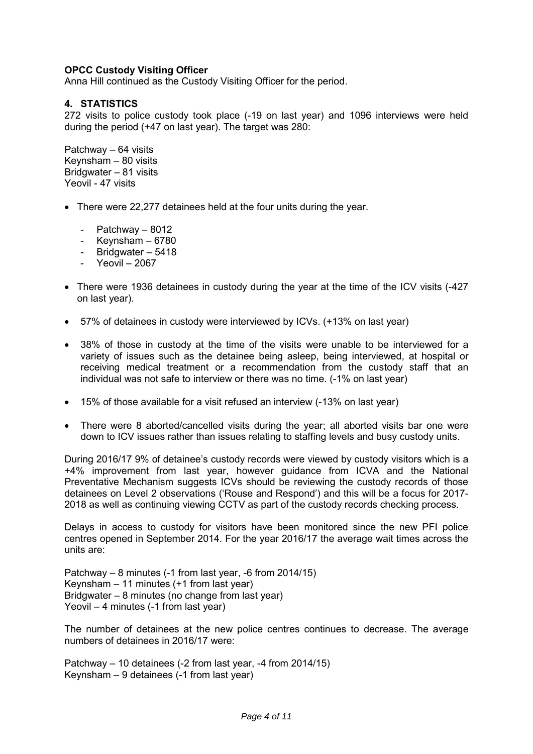**OPCC Custody Visiting Officer**
Anna Hill continued as the Custody Visiting Officer for the period.

## 4. STATISTICS

272 visits to police custody took place (-19 on last year) and 1096 interviews were held during the period (+47 on last year). The target was 280:

Patchway – 64 visits
Keynsham – 80 visits
Bridgwater – 81 visits
Yeovil - 47 visits

- There were 22,277 detainees held at the four units during the year.
    - Patchway – 8012
    - Keynsham – 6780
    - Bridgwater – 5418
    - Yeovil – 2067
- There were 1936 detainees in custody during the year at the time of the ICV visits (-427 on last year).
- 57% of detainees in custody were interviewed by ICVs. (+13% on last year)
- 38% of those in custody at the time of the visits were unable to be interviewed for a variety of issues such as the detainee being asleep, being interviewed, at hospital or receiving medical treatment or a recommendation from the custody staff that an individual was not safe to interview or there was no time. (-1% on last year)
- 15% of those available for a visit refused an interview (-13% on last year)
- There were 8 aborted/cancelled visits during the year; all aborted visits bar one were down to ICV issues rather than issues relating to staffing levels and busy custody units.

During 2016/17 9% of detainee's custody records were viewed by custody visitors which is a +4% improvement from last year, however guidance from ICVA and the National Preventative Mechanism suggests ICVs should be reviewing the custody records of those detainees on Level 2 observations ('Rouse and Respond') and this will be a focus for 2017-2018 as well as continuing viewing CCTV as part of the custody records checking process.

Delays in access to custody for visitors have been monitored since the new PFI police centres opened in September 2014. For the year 2016/17 the average wait times across the units are:

Patchway – 8 minutes (-1 from last year, -6 from 2014/15)
Keynsham – 11 minutes (+1 from last year)
Bridgwater – 8 minutes (no change from last year)
Yeovil – 4 minutes (-1 from last year)

The number of detainees at the new police centres continues to decrease. The average numbers of detainees in 2016/17 were:

Patchway – 10 detainees (-2 from last year, -4 from 2014/15)
Keynsham – 9 detainees (-1 from last year)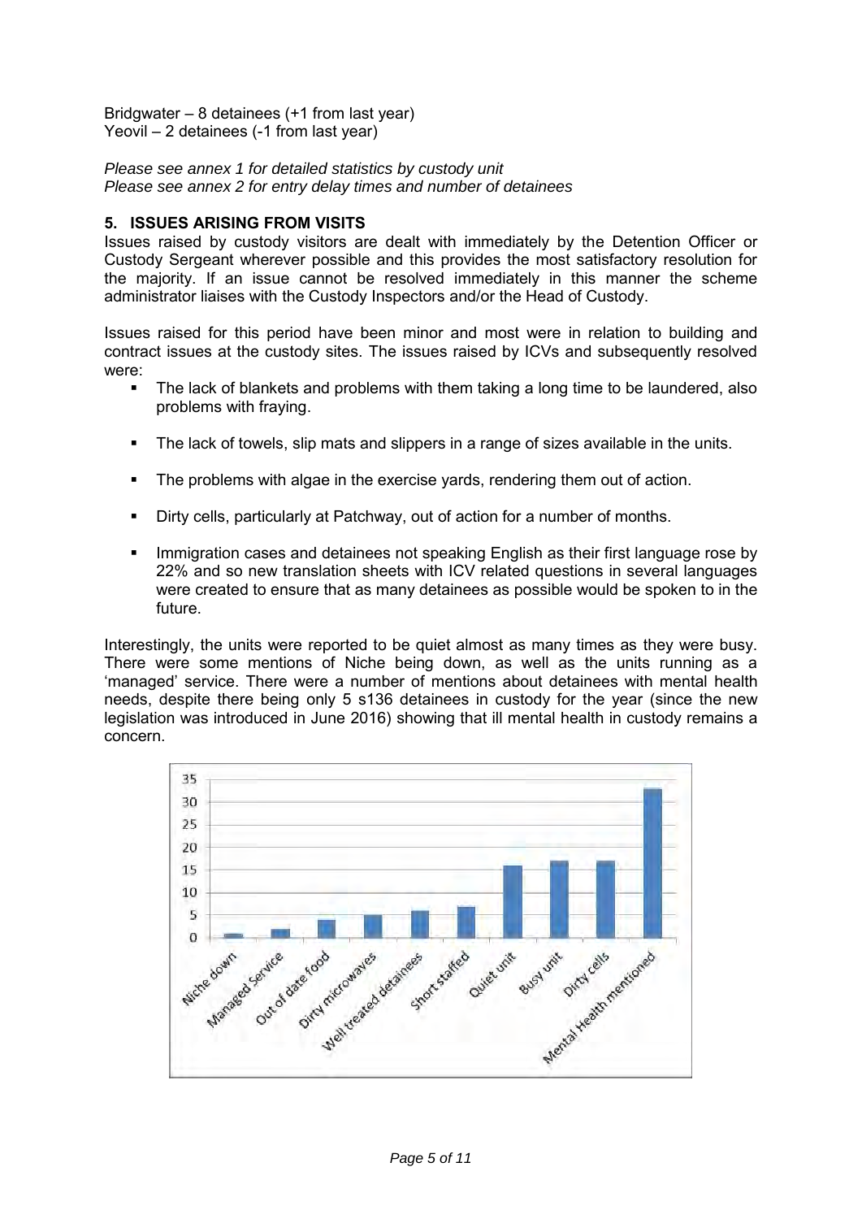Bridgwater – 8 detainees (+1 from last year)
Yeovil – 2 detainees (-1 from last year)

*Please see annex 1 for detailed statistics by custody unit*
*Please see annex 2 for entry delay times and number of detainees*

## 5. ISSUES ARISING FROM VISITS

Issues raised by custody visitors are dealt with immediately by the Detention Officer or Custody Sergeant wherever possible and this provides the most satisfactory resolution for the majority. If an issue cannot be resolved immediately in this manner the scheme administrator liaises with the Custody Inspectors and/or the Head of Custody.

Issues raised for this period have been minor and most were in relation to building and contract issues at the custody sites. The issues raised by ICVs and subsequently resolved were:

- The lack of blankets and problems with them taking a long time to be laundered, also problems with fraying.
- The lack of towels, slip mats and slippers in a range of sizes available in the units.
- The problems with algae in the exercise yards, rendering them out of action.
- Dirty cells, particularly at Patchway, out of action for a number of months.
- Immigration cases and detainees not speaking English as their first language rose by 22% and so new translation sheets with ICV related questions in several languages were created to ensure that as many detainees as possible would be spoken to in the future.

Interestingly, the units were reported to be quiet almost as many times as they were busy. There were some mentions of Niche being down, as well as the units running as a 'managed' service. There were a number of mentions about detainees with mental health needs, despite there being only 5 s136 detainees in custody for the year (since the new legislation was introduced in June 2016) showing that ill mental health in custody remains a concern.

35
30
25
20
15
10
5
0

Niche down
Managed Service
Out of date food
Dirty microwaves
Well treated detainees
Short staffed
Quiet unit
Busy unit
Dirty cells
Mental Health mentioned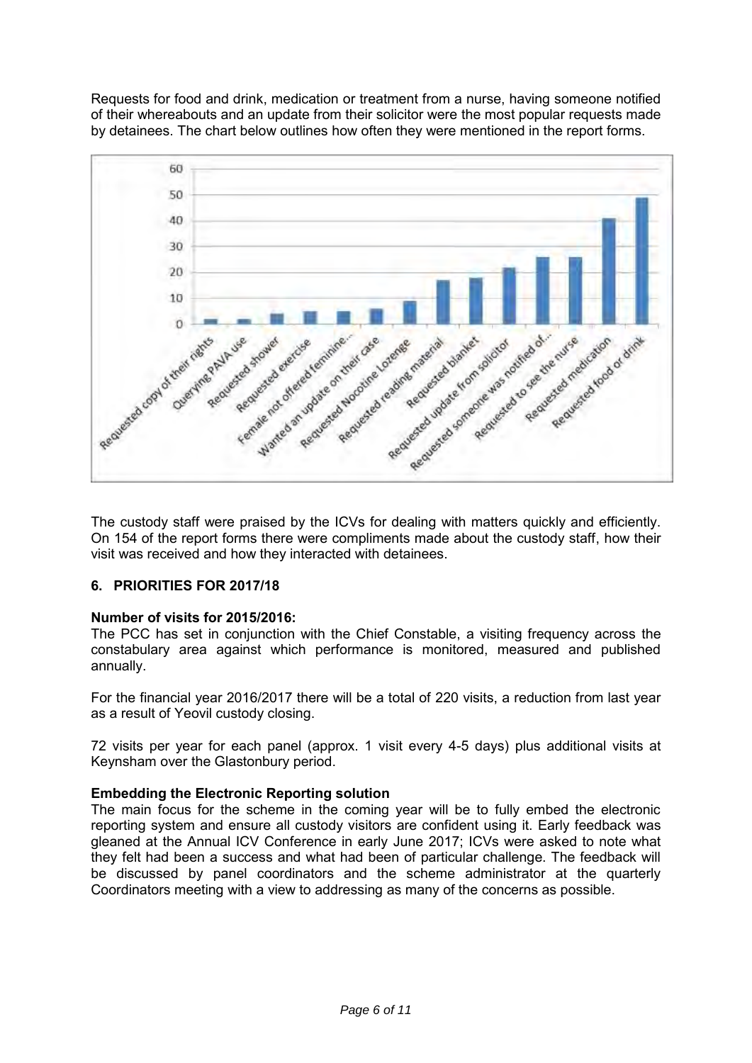Requests for food and drink, medication or treatment from a nurse, having someone notified of their whereabouts and an update from their solicitor were the most popular requests made by detainees. The chart below outlines how often they were mentioned in the report forms.

60
50
40
30
20
10
0

Requested copy of their rights
Querying PAVA use
Requested shower
Requested exercise
Female not offered feminine...
Wanted an update on their case
Requested Nocotine Lozenge
Requested reading material
Requested blanket
Requested update from solicitor
Requested someone was notified of...
Requested to see the nurse
Requested medication
Requested food or drink

The custody staff were praised by the ICVs for dealing with matters quickly and efficiently. On 154 of the report forms there were compliments made about the custody staff, how their visit was received and how they interacted with detainees.

## 6. PRIORITIES FOR 2017/18

**Number of visits for 2015/2016:**
The PCC has set in conjunction with the Chief Constable, a visiting frequency across the constabulary area against which performance is monitored, measured and published annually.

For the financial year 2016/2017 there will be a total of 220 visits, a reduction from last year as a result of Yeovil custody closing.

72 visits per year for each panel (approx. 1 visit every 4-5 days) plus additional visits at Keynsham over the Glastonbury period.

**Embedding the Electronic Reporting solution**
The main focus for the scheme in the coming year will be to fully embed the electronic reporting system and ensure all custody visitors are confident using it. Early feedback was gleaned at the Annual ICV Conference in early June 2017; ICVs were asked to note what they felt had been a success and what had been of particular challenge. The feedback will be discussed by panel coordinators and the scheme administrator at the quarterly Coordinators meeting with a view to addressing as many of the concerns as possible.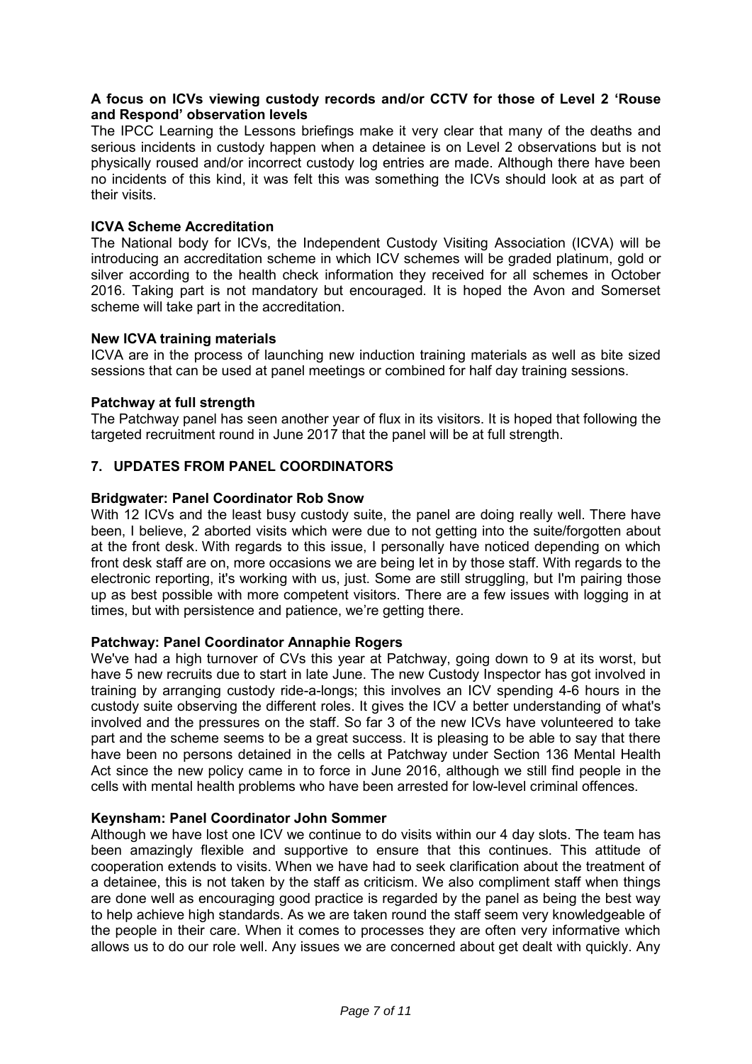**A focus on ICVs viewing custody records and/or CCTV for those of Level 2 'Rouse and Respond' observation levels**

The IPCC Learning the Lessons briefings make it very clear that many of the deaths and serious incidents in custody happen when a detainee is on Level 2 observations but is not physically roused and/or incorrect custody log entries are made. Although there have been no incidents of this kind, it was felt this was something the ICVs should look at as part of their visits.

**ICVA Scheme Accreditation**

The National body for ICVs, the Independent Custody Visiting Association (ICVA) will be introducing an accreditation scheme in which ICV schemes will be graded platinum, gold or silver according to the health check information they received for all schemes in October 2016. Taking part is not mandatory but encouraged. It is hoped the Avon and Somerset scheme will take part in the accreditation.

**New ICVA training materials**

ICVA are in the process of launching new induction training materials as well as bite sized sessions that can be used at panel meetings or combined for half day training sessions.

**Patchway at full strength**

The Patchway panel has seen another year of flux in its visitors. It is hoped that following the targeted recruitment round in June 2017 that the panel will be at full strength.

## 7. UPDATES FROM PANEL COORDINATORS

**Bridgwater: Panel Coordinator Rob Snow**

With 12 ICVs and the least busy custody suite, the panel are doing really well. There have been, I believe, 2 aborted visits which were due to not getting into the suite/forgotten about at the front desk. With regards to this issue, I personally have noticed depending on which front desk staff are on, more occasions we are being let in by those staff. With regards to the electronic reporting, it's working with us, just. Some are still struggling, but I'm pairing those up as best possible with more competent visitors. There are a few issues with logging in at times, but with persistence and patience, we're getting there.

**Patchway: Panel Coordinator Annaphie Rogers**

We've had a high turnover of CVs this year at Patchway, going down to 9 at its worst, but have 5 new recruits due to start in late June. The new Custody Inspector has got involved in training by arranging custody ride-a-longs; this involves an ICV spending 4-6 hours in the custody suite observing the different roles. It gives the ICV a better understanding of what's involved and the pressures on the staff. So far 3 of the new ICVs have volunteered to take part and the scheme seems to be a great success. It is pleasing to be able to say that there have been no persons detained in the cells at Patchway under Section 136 Mental Health Act since the new policy came in to force in June 2016, although we still find people in the cells with mental health problems who have been arrested for low-level criminal offences.

**Keynsham: Panel Coordinator John Sommer**

Although we have lost one ICV we continue to do visits within our 4 day slots. The team has been amazingly flexible and supportive to ensure that this continues. This attitude of cooperation extends to visits. When we have had to seek clarification about the treatment of a detainee, this is not taken by the staff as criticism. We also compliment staff when things are done well as encouraging good practice is regarded by the panel as being the best way to help achieve high standards. As we are taken round the staff seem very knowledgeable of the people in their care. When it comes to processes they are often very informative which allows us to do our role well. Any issues we are concerned about get dealt with quickly. Any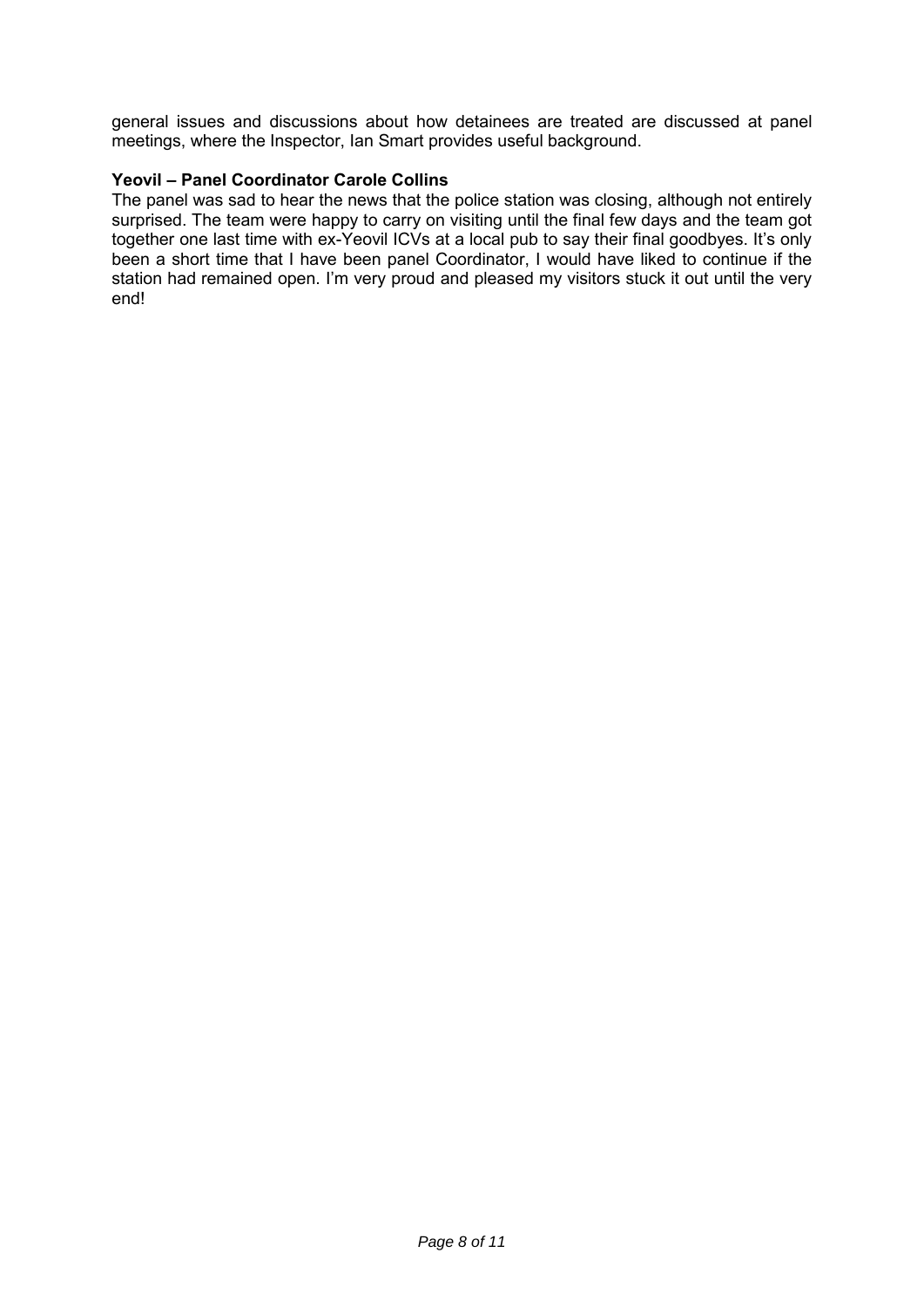general issues and discussions about how detainees are treated are discussed at panel meetings, where the Inspector, Ian Smart provides useful background.

**Yeovil – Panel Coordinator Carole Collins**

The panel was sad to hear the news that the police station was closing, although not entirely surprised. The team were happy to carry on visiting until the final few days and the team got together one last time with ex-Yeovil ICVs at a local pub to say their final goodbyes. It's only been a short time that I have been panel Coordinator, I would have liked to continue if the station had remained open. I'm very proud and pleased my visitors stuck it out until the very end!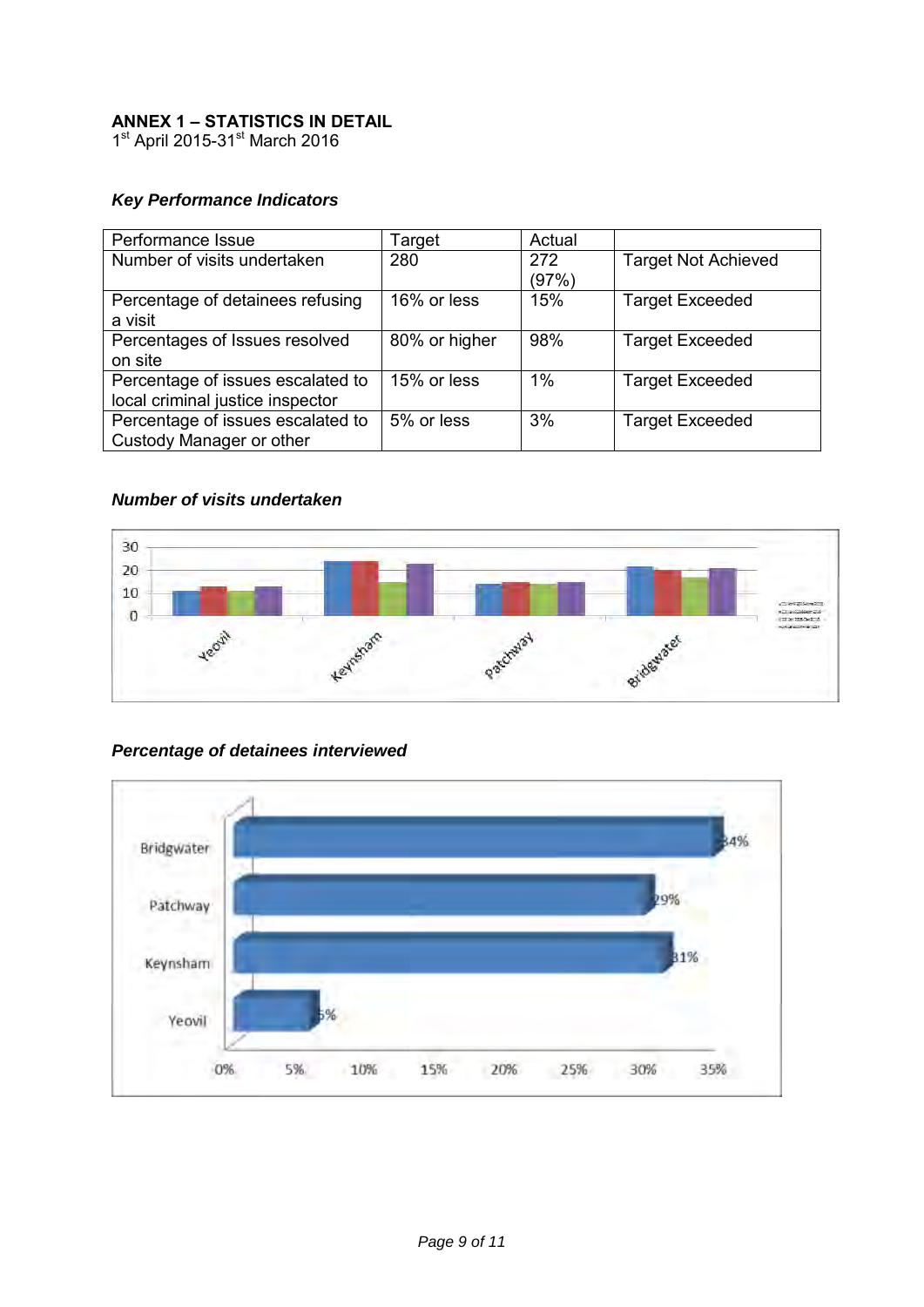**ANNEX 1 – STATISTICS IN DETAIL**
1st April 2015-31st March 2016

***Key Performance Indicators***

| Performance Issue | Target | Actual | |
|---|---|---|---|
| Number of visits undertaken | 280 | 272 (97%) | Target Not Achieved |
| Percentage of detainees refusing a visit | 16% or less | 15% | Target Exceeded |
| Percentages of Issues resolved on site | 80% or higher | 98% | Target Exceeded |
| Percentage of issues escalated to local criminal justice inspector | 15% or less | 1% | Target Exceeded |
| Percentage of issues escalated to Custody Manager or other | 5% or less | 3% | Target Exceeded |

***Number of visits undertaken***

30
20
10
0
Yeovil
Keynsham
Patchway
Bridgwater

***Percentage of detainees interviewed***

Bridgwater 34%
Patchway 29%
Keynsham 31%
Yeovil 5%
0% 5% 10% 15% 20% 25% 30% 35%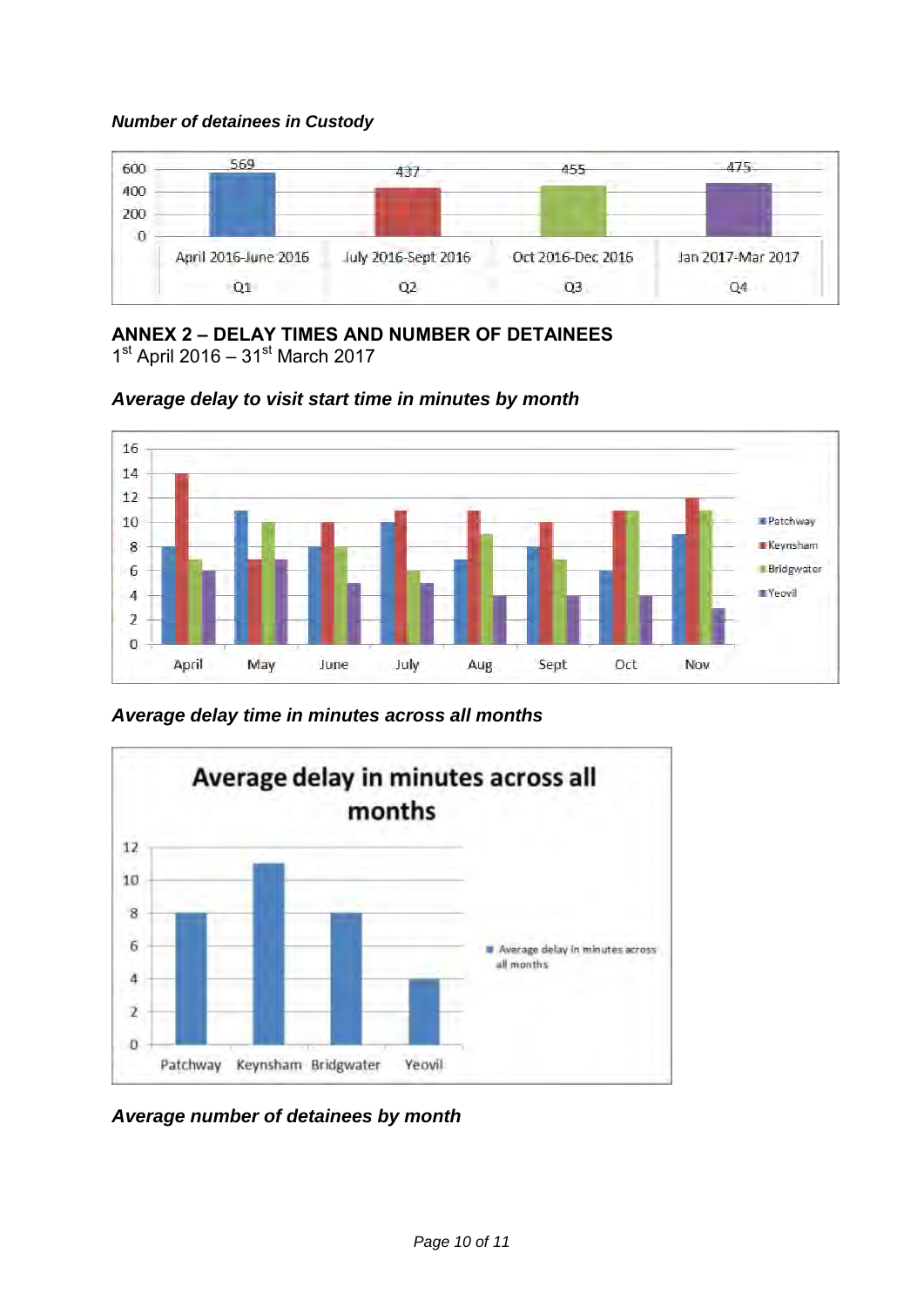***Number of detainees in Custody***

600
400
200
0

569
437
455
475

April 2016-June 2016
Q1
July 2016-Sept 2016
Q2
Oct 2016-Dec 2016
Q3
Jan 2017-Mar 2017
Q4

## ANNEX 2 – DELAY TIMES AND NUMBER OF DETAINEES

1st April 2016 – 31st March 2017

***Average delay to visit start time in minutes by month***

16
14
12
10
8
6
4
2
0

April
May
June
July
Aug
Sept
Oct
Nov

Patchway
Keynsham
Bridgwater
Yeovil

***Average delay time in minutes across all months***

Average delay in minutes across all months

12
10
8
6
4
2
0

Patchway
Keynsham
Bridgwater
Yeovil

Average delay in minutes across all months

***Average number of detainees by month***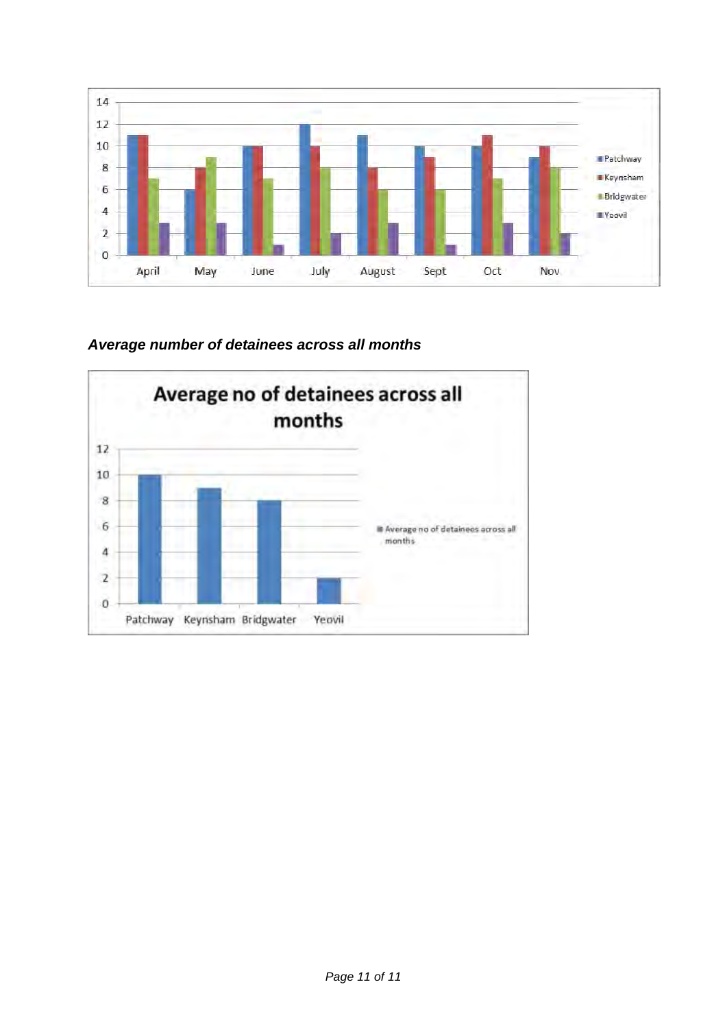14
12
10
8
6
4
2
0

April May June July August Sept Oct Nov

Patchway
Keynsham
Bridgwater
Yeovil

***Average number of detainees across all months***

Average no of detainees across all months

12
10
8
6
4
2
0

Patchway Keynsham Bridgwater Yeovil

Average no of detainees across all months